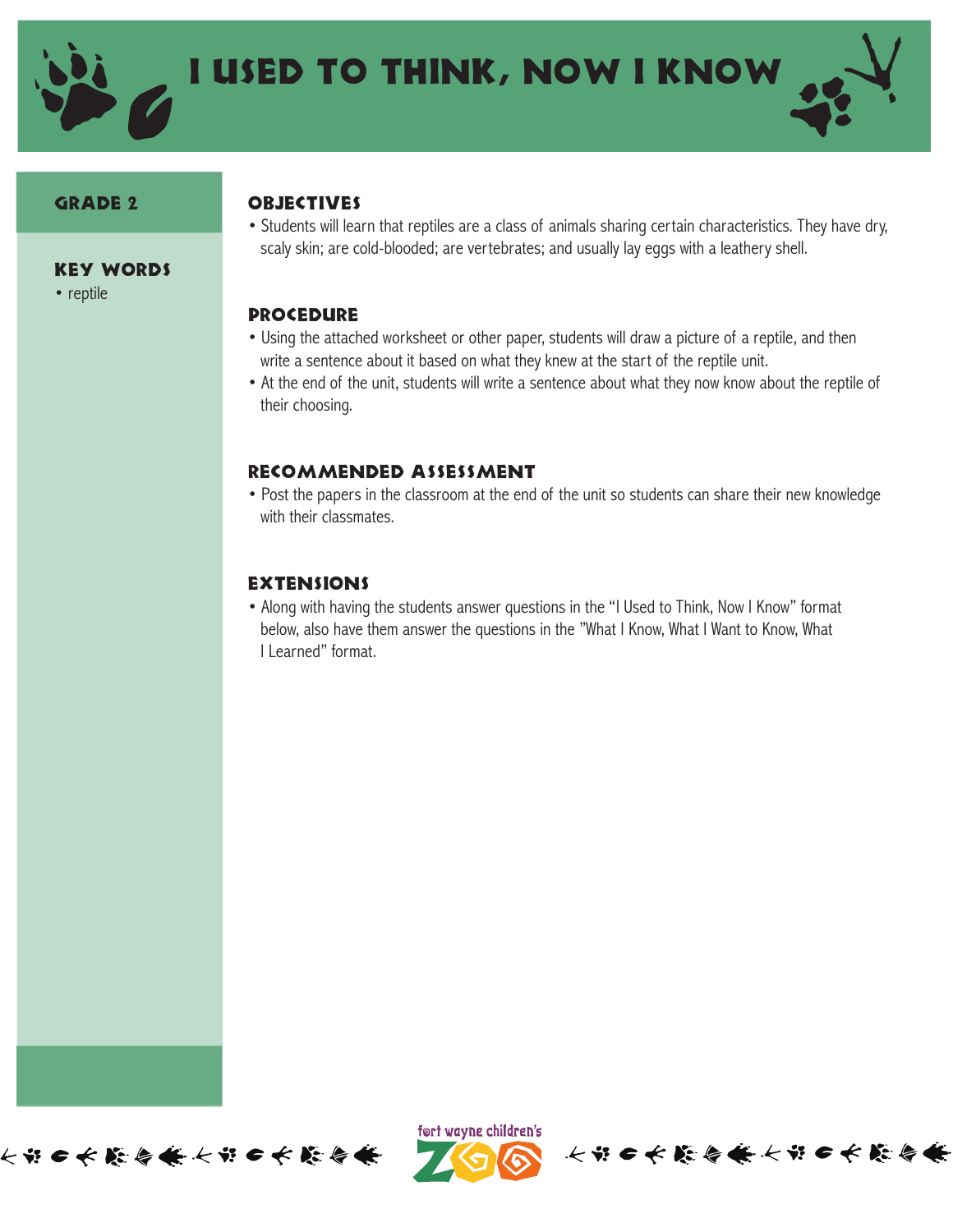# I Used to Think, Now I Know

**Grade 2**

**Key Words**

- reptile

## Objectives

- Students will learn that reptiles are a class of animals sharing certain characteristics. They have dry, scaly skin; are cold-blooded; are vertebrates; and usually lay eggs with a leathery shell.

## Procedure

- Using the attached worksheet or other paper, students will draw a picture of a reptile, and then write a sentence about it based on what they knew at the start of the reptile unit.
- At the end of the unit, students will write a sentence about what they now know about the reptile of their choosing.

## Recommended Assessment

- Post the papers in the classroom at the end of the unit so students can share their new knowledge with their classmates.

## Extensions

- Along with having the students answer questions in the "I Used to Think, Now I Know" format below, also have them answer the questions in the "What I Know, What I Want to Know, What I Learned" format.

fort wayne children's ZOO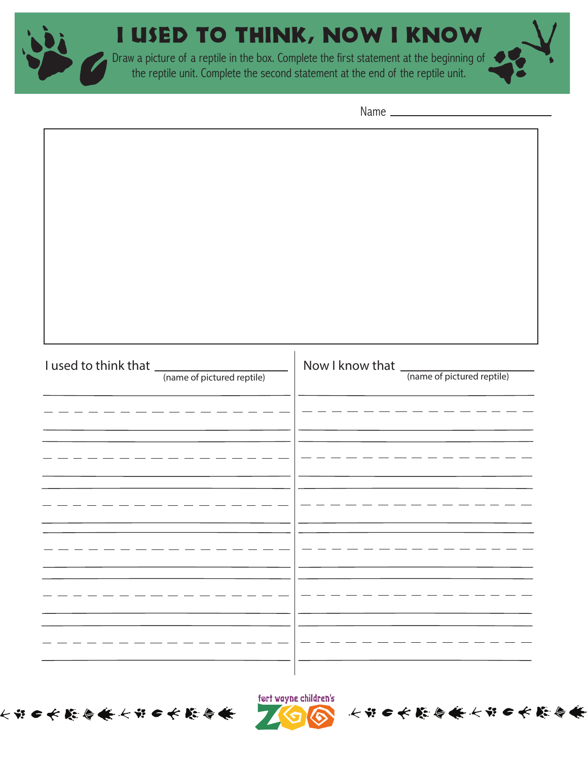# I USED TO THINK, NOW I KNOW

Draw a picture of a reptile in the box. Complete the first statement at the beginning of the reptile unit. Complete the second statement at the end of the reptile unit.

Name ______________________________

I used to think that ______________________ (name of pictured reptile)

Now I know that ______________________ (name of pictured reptile)

fort wayne children's ZOO